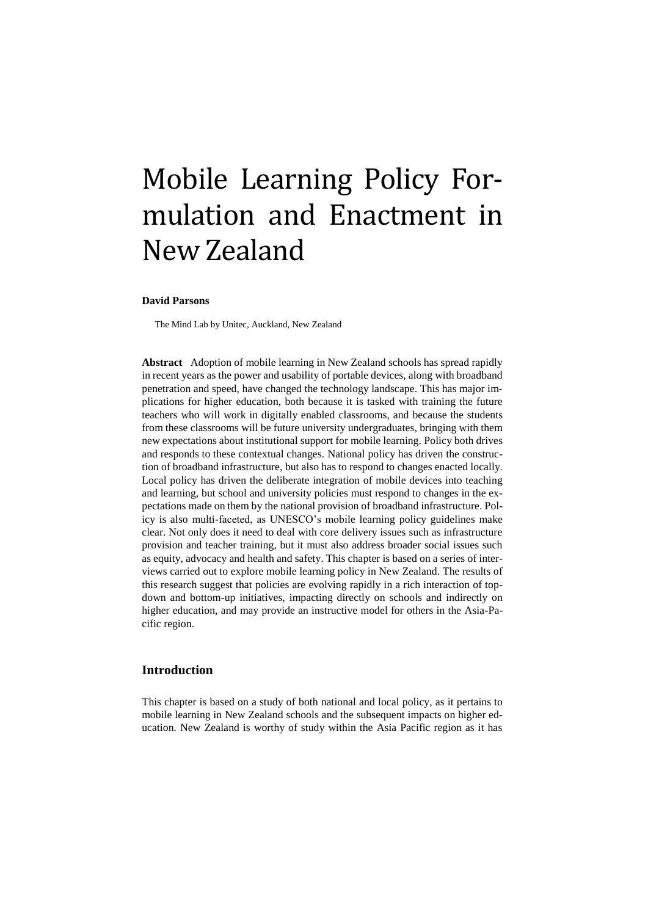# Mobile Learning Policy Formulation and Enactment in New Zealand

**David Parsons**

The Mind Lab by Unitec, Auckland, New Zealand

**Abstract** Adoption of mobile learning in New Zealand schools has spread rapidly in recent years as the power and usability of portable devices, along with broadband penetration and speed, have changed the technology landscape. This has major implications for higher education, both because it is tasked with training the future teachers who will work in digitally enabled classrooms, and because the students from these classrooms will be future university undergraduates, bringing with them new expectations about institutional support for mobile learning. Policy both drives and responds to these contextual changes. National policy has driven the construction of broadband infrastructure, but also has to respond to changes enacted locally. Local policy has driven the deliberate integration of mobile devices into teaching and learning, but school and university policies must respond to changes in the expectations made on them by the national provision of broadband infrastructure. Policy is also multi-faceted, as UNESCO's mobile learning policy guidelines make clear. Not only does it need to deal with core delivery issues such as infrastructure provision and teacher training, but it must also address broader social issues such as equity, advocacy and health and safety. This chapter is based on a series of interviews carried out to explore mobile learning policy in New Zealand. The results of this research suggest that policies are evolving rapidly in a rich interaction of top-down and bottom-up initiatives, impacting directly on schools and indirectly on higher education, and may provide an instructive model for others in the Asia-Pacific region.

## Introduction

This chapter is based on a study of both national and local policy, as it pertains to mobile learning in New Zealand schools and the subsequent impacts on higher education. New Zealand is worthy of study within the Asia Pacific region as it has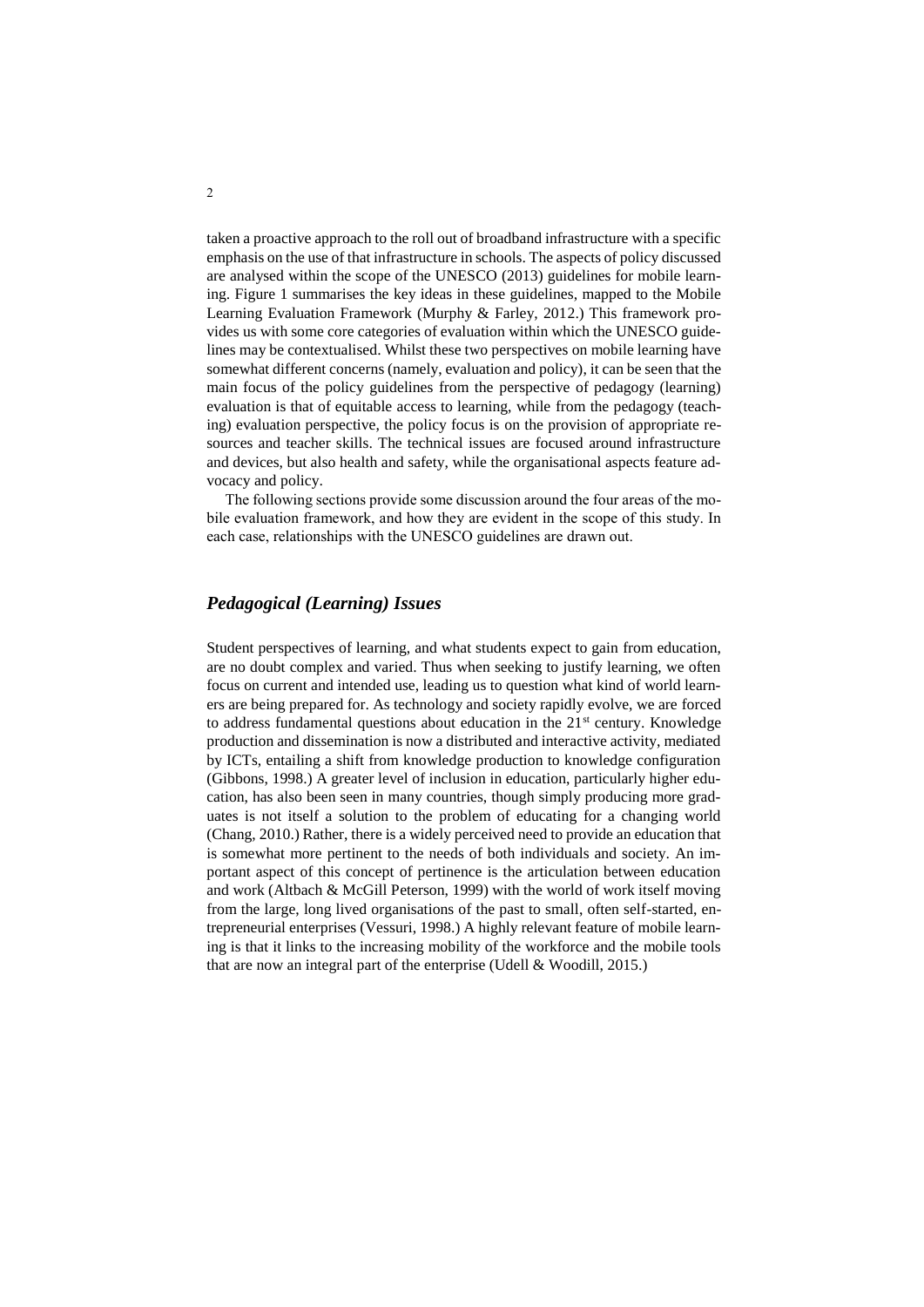taken a proactive approach to the roll out of broadband infrastructure with a specific emphasis on the use of that infrastructure in schools. The aspects of policy discussed are analysed within the scope of the UNESCO (2013) guidelines for mobile learning. Figure 1 summarises the key ideas in these guidelines, mapped to the Mobile Learning Evaluation Framework (Murphy & Farley, 2012.) This framework provides us with some core categories of evaluation within which the UNESCO guidelines may be contextualised. Whilst these two perspectives on mobile learning have somewhat different concerns (namely, evaluation and policy), it can be seen that the main focus of the policy guidelines from the perspective of pedagogy (learning) evaluation is that of equitable access to learning, while from the pedagogy (teaching) evaluation perspective, the policy focus is on the provision of appropriate resources and teacher skills. The technical issues are focused around infrastructure and devices, but also health and safety, while the organisational aspects feature advocacy and policy.

The following sections provide some discussion around the four areas of the mobile evaluation framework, and how they are evident in the scope of this study. In each case, relationships with the UNESCO guidelines are drawn out.

## *Pedagogical (Learning) Issues*

Student perspectives of learning, and what students expect to gain from education, are no doubt complex and varied. Thus when seeking to justify learning, we often focus on current and intended use, leading us to question what kind of world learners are being prepared for. As technology and society rapidly evolve, we are forced to address fundamental questions about education in the 21st century. Knowledge production and dissemination is now a distributed and interactive activity, mediated by ICTs, entailing a shift from knowledge production to knowledge configuration (Gibbons, 1998.) A greater level of inclusion in education, particularly higher education, has also been seen in many countries, though simply producing more graduates is not itself a solution to the problem of educating for a changing world (Chang, 2010.) Rather, there is a widely perceived need to provide an education that is somewhat more pertinent to the needs of both individuals and society. An important aspect of this concept of pertinence is the articulation between education and work (Altbach & McGill Peterson, 1999) with the world of work itself moving from the large, long lived organisations of the past to small, often self-started, entrepreneurial enterprises (Vessuri, 1998.) A highly relevant feature of mobile learning is that it links to the increasing mobility of the workforce and the mobile tools that are now an integral part of the enterprise (Udell & Woodill, 2015.)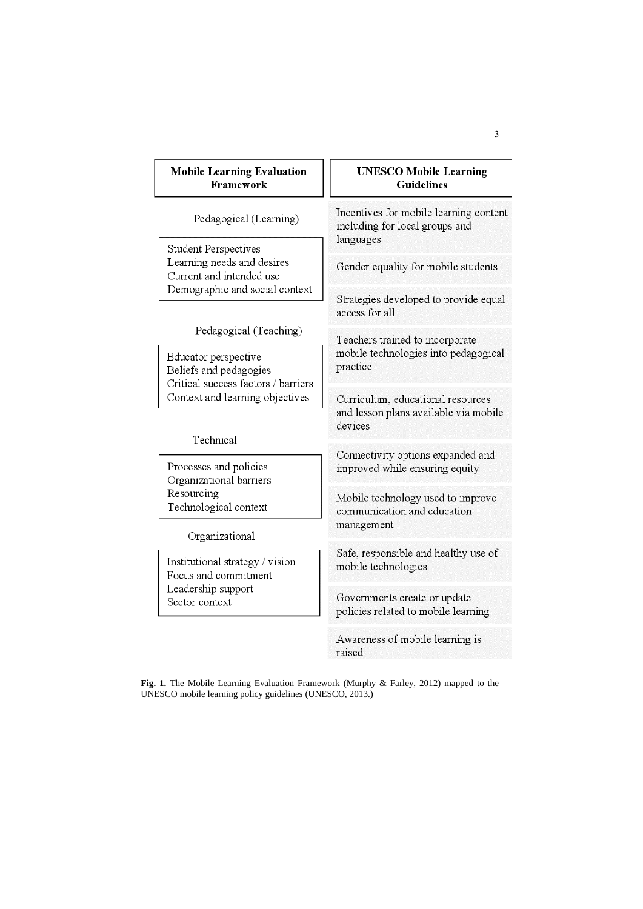| Mobile Learning Evaluation Framework | UNESCO Mobile Learning Guidelines |
| --- | --- |
| **Pedagogical (Learning)**<br>Student Perspectives<br>Learning needs and desires<br>Current and intended use<br>Demographic and social context | Incentives for mobile learning content including for local groups and languages<br>Gender equality for mobile students<br>Strategies developed to provide equal access for all |
| **Pedagogical (Teaching)**<br>Educator perspective<br>Beliefs and pedagogies<br>Critical success factors / barriers<br>Context and learning objectives | Teachers trained to incorporate mobile technologies into pedagogical practice<br>Curriculum, educational resources and lesson plans available via mobile devices |
| **Technical**<br>Processes and policies<br>Organizational barriers<br>Resourcing<br>Technological context | Connectivity options expanded and improved while ensuring equity<br>Mobile technology used to improve communication and education management |
| **Organizational**<br>Institutional strategy / vision<br>Focus and commitment<br>Leadership support<br>Sector context | Safe, responsible and healthy use of mobile technologies<br>Governments create or update policies related to mobile learning<br>Awareness of mobile learning is raised |

**Fig. 1.** The Mobile Learning Evaluation Framework (Murphy & Farley, 2012) mapped to the UNESCO mobile learning policy guidelines (UNESCO, 2013.)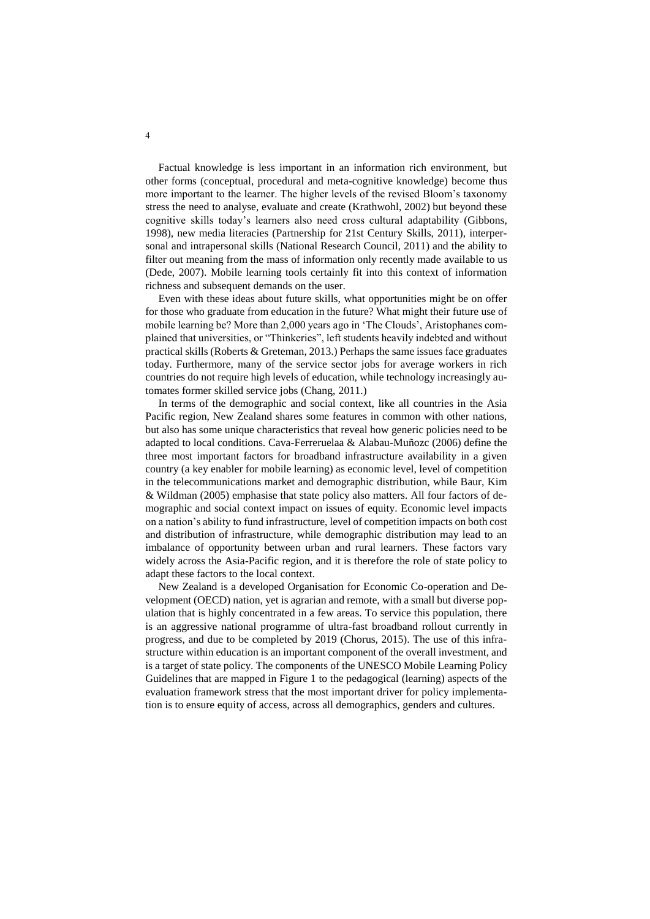Factual knowledge is less important in an information rich environment, but other forms (conceptual, procedural and meta-cognitive knowledge) become thus more important to the learner. The higher levels of the revised Bloom's taxonomy stress the need to analyse, evaluate and create (Krathwohl, 2002) but beyond these cognitive skills today's learners also need cross cultural adaptability (Gibbons, 1998), new media literacies (Partnership for 21st Century Skills, 2011), interpersonal and intrapersonal skills (National Research Council, 2011) and the ability to filter out meaning from the mass of information only recently made available to us (Dede, 2007). Mobile learning tools certainly fit into this context of information richness and subsequent demands on the user.

Even with these ideas about future skills, what opportunities might be on offer for those who graduate from education in the future? What might their future use of mobile learning be? More than 2,000 years ago in 'The Clouds', Aristophanes complained that universities, or "Thinkeries", left students heavily indebted and without practical skills (Roberts & Greteman, 2013.) Perhaps the same issues face graduates today. Furthermore, many of the service sector jobs for average workers in rich countries do not require high levels of education, while technology increasingly automates former skilled service jobs (Chang, 2011.)

In terms of the demographic and social context, like all countries in the Asia Pacific region, New Zealand shares some features in common with other nations, but also has some unique characteristics that reveal how generic policies need to be adapted to local conditions. Cava-Ferreruelaa & Alabau-Muñozc (2006) define the three most important factors for broadband infrastructure availability in a given country (a key enabler for mobile learning) as economic level, level of competition in the telecommunications market and demographic distribution, while Baur, Kim & Wildman (2005) emphasise that state policy also matters. All four factors of demographic and social context impact on issues of equity. Economic level impacts on a nation's ability to fund infrastructure, level of competition impacts on both cost and distribution of infrastructure, while demographic distribution may lead to an imbalance of opportunity between urban and rural learners. These factors vary widely across the Asia-Pacific region, and it is therefore the role of state policy to adapt these factors to the local context.

New Zealand is a developed Organisation for Economic Co-operation and Development (OECD) nation, yet is agrarian and remote, with a small but diverse population that is highly concentrated in a few areas. To service this population, there is an aggressive national programme of ultra-fast broadband rollout currently in progress, and due to be completed by 2019 (Chorus, 2015). The use of this infrastructure within education is an important component of the overall investment, and is a target of state policy. The components of the UNESCO Mobile Learning Policy Guidelines that are mapped in Figure 1 to the pedagogical (learning) aspects of the evaluation framework stress that the most important driver for policy implementation is to ensure equity of access, across all demographics, genders and cultures.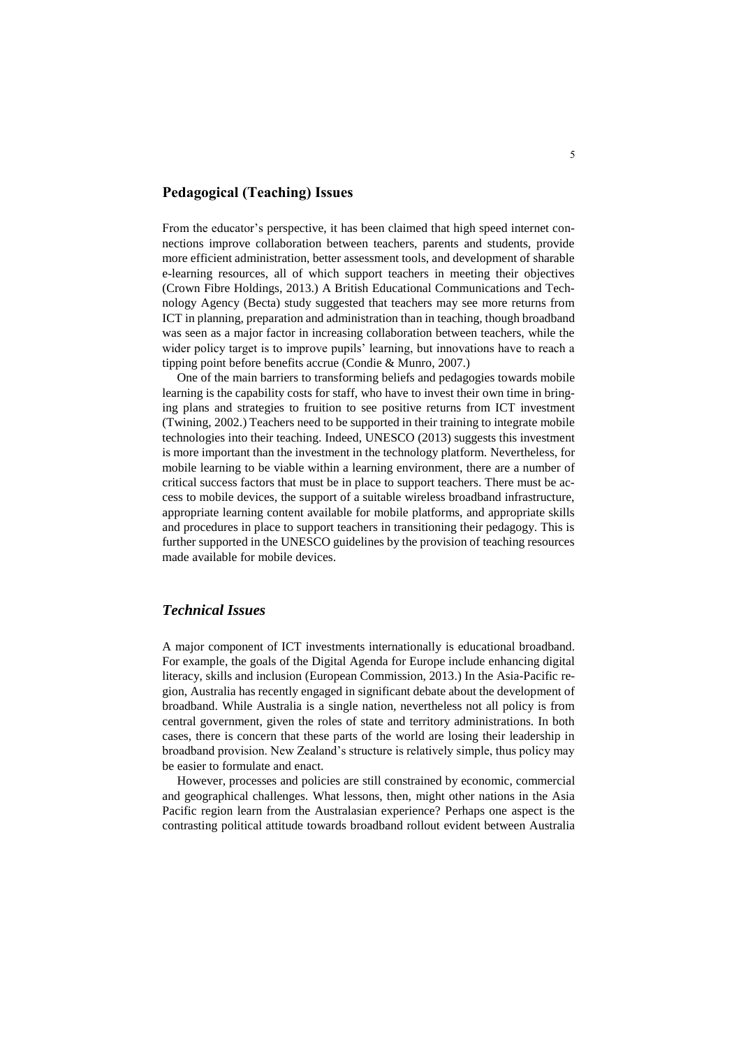## Pedagogical (Teaching) Issues

From the educator's perspective, it has been claimed that high speed internet connections improve collaboration between teachers, parents and students, provide more efficient administration, better assessment tools, and development of sharable e-learning resources, all of which support teachers in meeting their objectives (Crown Fibre Holdings, 2013.) A British Educational Communications and Technology Agency (Becta) study suggested that teachers may see more returns from ICT in planning, preparation and administration than in teaching, though broadband was seen as a major factor in increasing collaboration between teachers, while the wider policy target is to improve pupils' learning, but innovations have to reach a tipping point before benefits accrue (Condie & Munro, 2007.)

One of the main barriers to transforming beliefs and pedagogies towards mobile learning is the capability costs for staff, who have to invest their own time in bringing plans and strategies to fruition to see positive returns from ICT investment (Twining, 2002.) Teachers need to be supported in their training to integrate mobile technologies into their teaching. Indeed, UNESCO (2013) suggests this investment is more important than the investment in the technology platform. Nevertheless, for mobile learning to be viable within a learning environment, there are a number of critical success factors that must be in place to support teachers. There must be access to mobile devices, the support of a suitable wireless broadband infrastructure, appropriate learning content available for mobile platforms, and appropriate skills and procedures in place to support teachers in transitioning their pedagogy. This is further supported in the UNESCO guidelines by the provision of teaching resources made available for mobile devices.

## *Technical Issues*

A major component of ICT investments internationally is educational broadband. For example, the goals of the Digital Agenda for Europe include enhancing digital literacy, skills and inclusion (European Commission, 2013.) In the Asia-Pacific region, Australia has recently engaged in significant debate about the development of broadband. While Australia is a single nation, nevertheless not all policy is from central government, given the roles of state and territory administrations. In both cases, there is concern that these parts of the world are losing their leadership in broadband provision. New Zealand's structure is relatively simple, thus policy may be easier to formulate and enact.

However, processes and policies are still constrained by economic, commercial and geographical challenges. What lessons, then, might other nations in the Asia Pacific region learn from the Australasian experience? Perhaps one aspect is the contrasting political attitude towards broadband rollout evident between Australia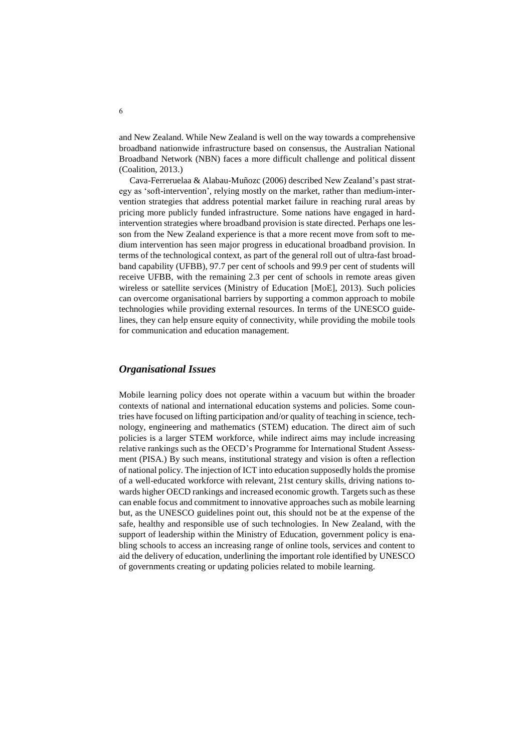and New Zealand. While New Zealand is well on the way towards a comprehensive broadband nationwide infrastructure based on consensus, the Australian National Broadband Network (NBN) faces a more difficult challenge and political dissent (Coalition, 2013.)

Cava-Ferreruelaa & Alabau-Muñozc (2006) described New Zealand's past strategy as 'soft-intervention', relying mostly on the market, rather than medium-intervention strategies that address potential market failure in reaching rural areas by pricing more publicly funded infrastructure. Some nations have engaged in hard-intervention strategies where broadband provision is state directed. Perhaps one lesson from the New Zealand experience is that a more recent move from soft to medium intervention has seen major progress in educational broadband provision. In terms of the technological context, as part of the general roll out of ultra-fast broadband capability (UFBB), 97.7 per cent of schools and 99.9 per cent of students will receive UFBB, with the remaining 2.3 per cent of schools in remote areas given wireless or satellite services (Ministry of Education [MoE], 2013). Such policies can overcome organisational barriers by supporting a common approach to mobile technologies while providing external resources. In terms of the UNESCO guidelines, they can help ensure equity of connectivity, while providing the mobile tools for communication and education management.

## *Organisational Issues*

Mobile learning policy does not operate within a vacuum but within the broader contexts of national and international education systems and policies. Some countries have focused on lifting participation and/or quality of teaching in science, technology, engineering and mathematics (STEM) education. The direct aim of such policies is a larger STEM workforce, while indirect aims may include increasing relative rankings such as the OECD's Programme for International Student Assessment (PISA.) By such means, institutional strategy and vision is often a reflection of national policy. The injection of ICT into education supposedly holds the promise of a well-educated workforce with relevant, 21st century skills, driving nations towards higher OECD rankings and increased economic growth. Targets such as these can enable focus and commitment to innovative approaches such as mobile learning but, as the UNESCO guidelines point out, this should not be at the expense of the safe, healthy and responsible use of such technologies. In New Zealand, with the support of leadership within the Ministry of Education, government policy is enabling schools to access an increasing range of online tools, services and content to aid the delivery of education, underlining the important role identified by UNESCO of governments creating or updating policies related to mobile learning.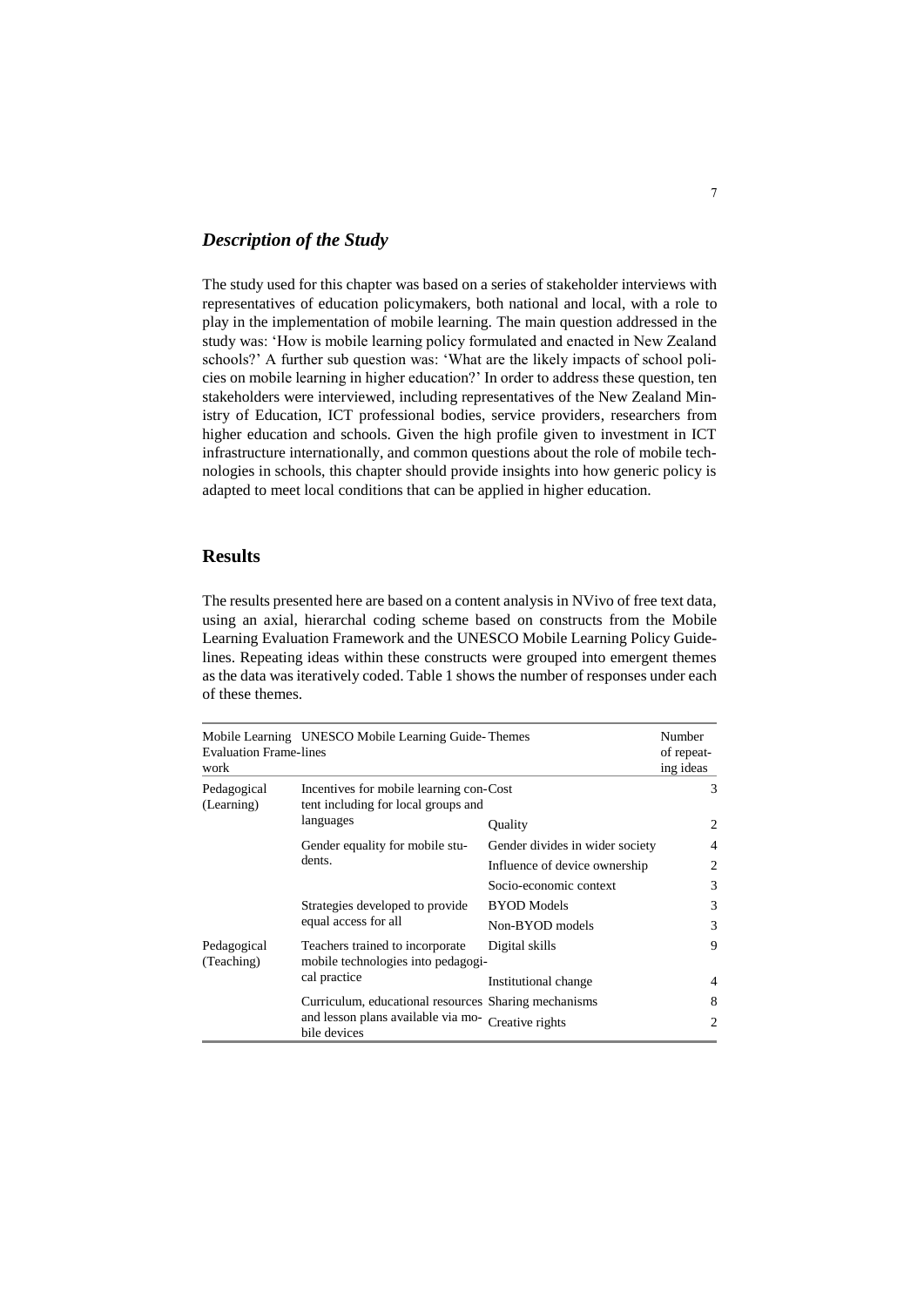### *Description of the Study*

The study used for this chapter was based on a series of stakeholder interviews with representatives of education policymakers, both national and local, with a role to play in the implementation of mobile learning. The main question addressed in the study was: 'How is mobile learning policy formulated and enacted in New Zealand schools?' A further sub question was: 'What are the likely impacts of school policies on mobile learning in higher education?' In order to address these question, ten stakeholders were interviewed, including representatives of the New Zealand Ministry of Education, ICT professional bodies, service providers, researchers from higher education and schools. Given the high profile given to investment in ICT infrastructure internationally, and common questions about the role of mobile technologies in schools, this chapter should provide insights into how generic policy is adapted to meet local conditions that can be applied in higher education.

## Results

The results presented here are based on a content analysis in NVivo of free text data, using an axial, hierarchal coding scheme based on constructs from the Mobile Learning Evaluation Framework and the UNESCO Mobile Learning Policy Guidelines. Repeating ideas within these constructs were grouped into emergent themes as the data was iteratively coded. Table 1 shows the number of responses under each of these themes.

| Mobile Learning Evaluation Framework | UNESCO Mobile Learning Guidelines | Themes | Number of repeating ideas |
|---|---|---|---|
| Pedagogical (Learning) | Incentives for mobile learning content including for local groups and languages | Cost | 3 |
| | | Quality | 2 |
| | Gender equality for mobile students. | Gender divides in wider society | 4 |
| | | Influence of device ownership | 2 |
| | | Socio-economic context | 3 |
| | Strategies developed to provide equal access for all | BYOD Models | 3 |
| | | Non-BYOD models | 3 |
| Pedagogical (Teaching) | Teachers trained to incorporate mobile technologies into pedagogical practice | Digital skills | 9 |
| | | Institutional change | 4 |
| | Curriculum, educational resources and lesson plans available via mobile devices | Sharing mechanisms | 8 |
| | | Creative rights | 2 |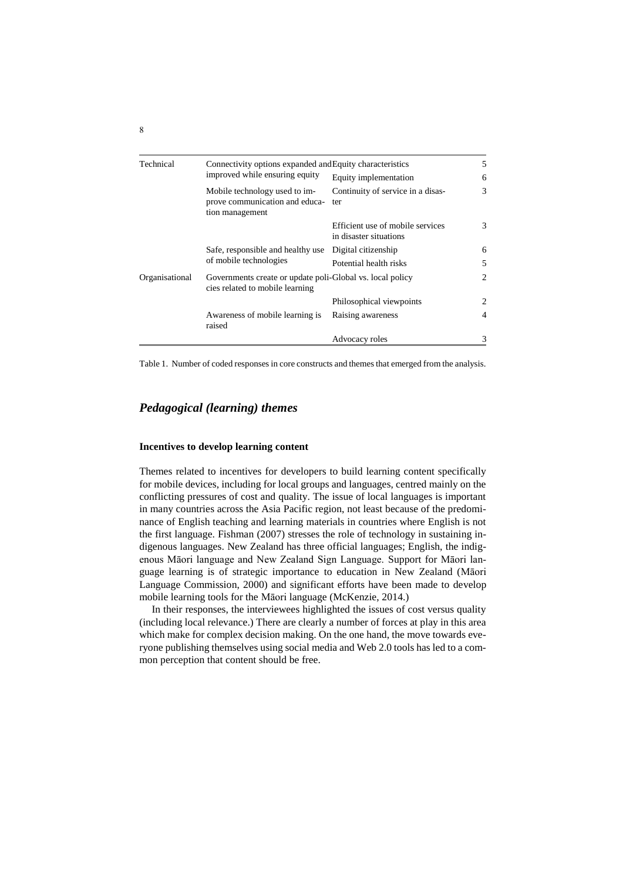| | | | |
|---|---|---|---|
| Technical | Connectivity options expanded and improved while ensuring equity | Equity characteristics | 5 |
| | | Equity implementation | 6 |
| | Mobile technology used to improve communication and education management | Continuity of service in a disaster | 3 |
| | | Efficient use of mobile services in disaster situations | 3 |
| | Safe, responsible and healthy use of mobile technologies | Digital citizenship | 6 |
| | | Potential health risks | 5 |
| Organisational | Governments create or update policies related to mobile learning | Global vs. local policy | 2 |
| | | Philosophical viewpoints | 2 |
| | Awareness of mobile learning is raised | Raising awareness | 4 |
| | | Advocacy roles | 3 |

Table 1. Number of coded responses in core constructs and themes that emerged from the analysis.

## *Pedagogical (learning) themes*

### **Incentives to develop learning content**

Themes related to incentives for developers to build learning content specifically for mobile devices, including for local groups and languages, centred mainly on the conflicting pressures of cost and quality. The issue of local languages is important in many countries across the Asia Pacific region, not least because of the predominance of English teaching and learning materials in countries where English is not the first language. Fishman (2007) stresses the role of technology in sustaining indigenous languages. New Zealand has three official languages; English, the indigenous Māori language and New Zealand Sign Language. Support for Māori language learning is of strategic importance to education in New Zealand (Māori Language Commission, 2000) and significant efforts have been made to develop mobile learning tools for the Māori language (McKenzie, 2014.)

In their responses, the interviewees highlighted the issues of cost versus quality (including local relevance.) There are clearly a number of forces at play in this area which make for complex decision making. On the one hand, the move towards everyone publishing themselves using social media and Web 2.0 tools has led to a common perception that content should be free.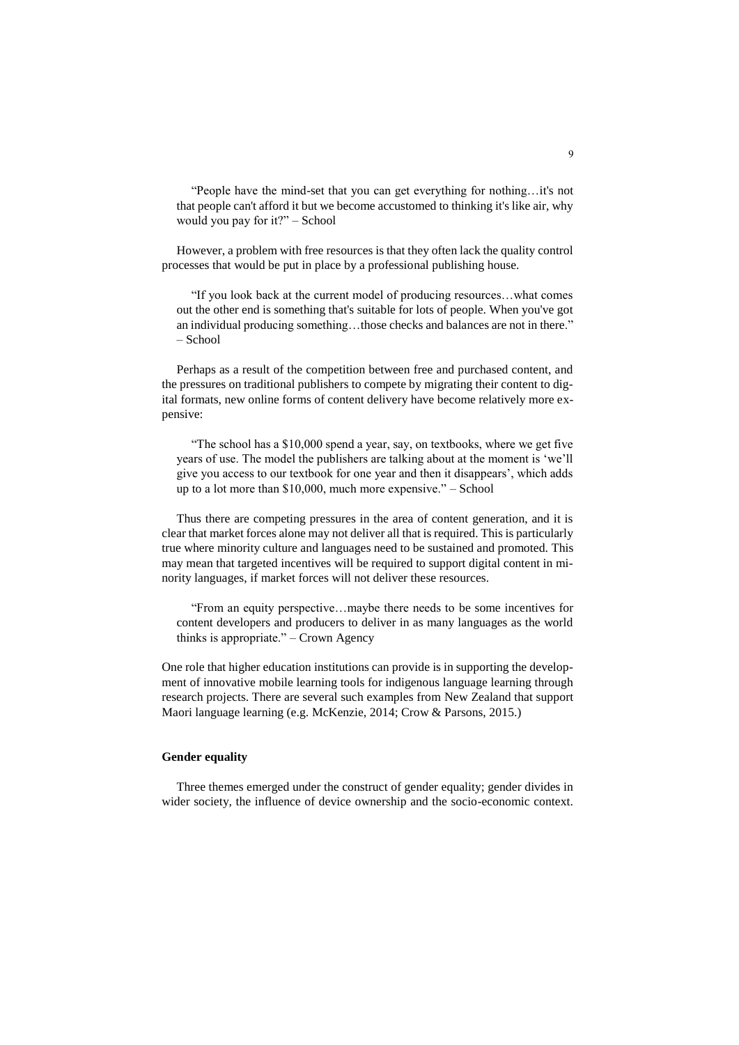> "People have the mind-set that you can get everything for nothing…it's not that people can't afford it but we become accustomed to thinking it's like air, why would you pay for it?" – School

However, a problem with free resources is that they often lack the quality control processes that would be put in place by a professional publishing house.

> "If you look back at the current model of producing resources…what comes out the other end is something that's suitable for lots of people. When you've got an individual producing something…those checks and balances are not in there." – School

Perhaps as a result of the competition between free and purchased content, and the pressures on traditional publishers to compete by migrating their content to digital formats, new online forms of content delivery have become relatively more expensive:

> "The school has a $10,000 spend a year, say, on textbooks, where we get five years of use. The model the publishers are talking about at the moment is 'we'll give you access to our textbook for one year and then it disappears', which adds up to a lot more than $10,000, much more expensive." – School

Thus there are competing pressures in the area of content generation, and it is clear that market forces alone may not deliver all that is required. This is particularly true where minority culture and languages need to be sustained and promoted. This may mean that targeted incentives will be required to support digital content in minority languages, if market forces will not deliver these resources.

> "From an equity perspective…maybe there needs to be some incentives for content developers and producers to deliver in as many languages as the world thinks is appropriate." – Crown Agency

One role that higher education institutions can provide is in supporting the development of innovative mobile learning tools for indigenous language learning through research projects. There are several such examples from New Zealand that support Maori language learning (e.g. McKenzie, 2014; Crow & Parsons, 2015.)

### Gender equality

Three themes emerged under the construct of gender equality; gender divides in wider society, the influence of device ownership and the socio-economic context.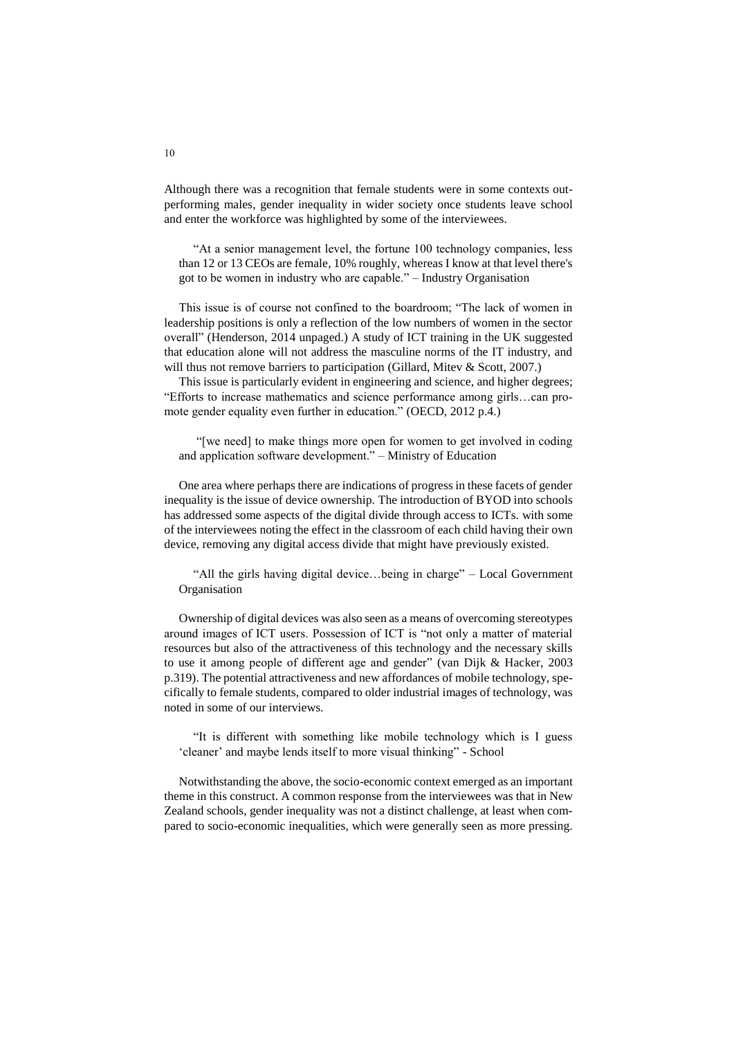Although there was a recognition that female students were in some contexts out-performing males, gender inequality in wider society once students leave school and enter the workforce was highlighted by some of the interviewees.

> "At a senior management level, the fortune 100 technology companies, less than 12 or 13 CEOs are female, 10% roughly, whereas I know at that level there's got to be women in industry who are capable." – Industry Organisation

This issue is of course not confined to the boardroom; "The lack of women in leadership positions is only a reflection of the low numbers of women in the sector overall" (Henderson, 2014 unpaged.) A study of ICT training in the UK suggested that education alone will not address the masculine norms of the IT industry, and will thus not remove barriers to participation (Gillard, Mitev & Scott, 2007.)

This issue is particularly evident in engineering and science, and higher degrees; "Efforts to increase mathematics and science performance among girls…can promote gender equality even further in education." (OECD, 2012 p.4.)

> "[we need] to make things more open for women to get involved in coding and application software development." – Ministry of Education

One area where perhaps there are indications of progress in these facets of gender inequality is the issue of device ownership. The introduction of BYOD into schools has addressed some aspects of the digital divide through access to ICTs. with some of the interviewees noting the effect in the classroom of each child having their own device, removing any digital access divide that might have previously existed.

> "All the girls having digital device…being in charge" – Local Government Organisation

Ownership of digital devices was also seen as a means of overcoming stereotypes around images of ICT users. Possession of ICT is "not only a matter of material resources but also of the attractiveness of this technology and the necessary skills to use it among people of different age and gender" (van Dijk & Hacker, 2003 p.319). The potential attractiveness and new affordances of mobile technology, specifically to female students, compared to older industrial images of technology, was noted in some of our interviews.

> "It is different with something like mobile technology which is I guess 'cleaner' and maybe lends itself to more visual thinking" - School

Notwithstanding the above, the socio-economic context emerged as an important theme in this construct. A common response from the interviewees was that in New Zealand schools, gender inequality was not a distinct challenge, at least when compared to socio-economic inequalities, which were generally seen as more pressing.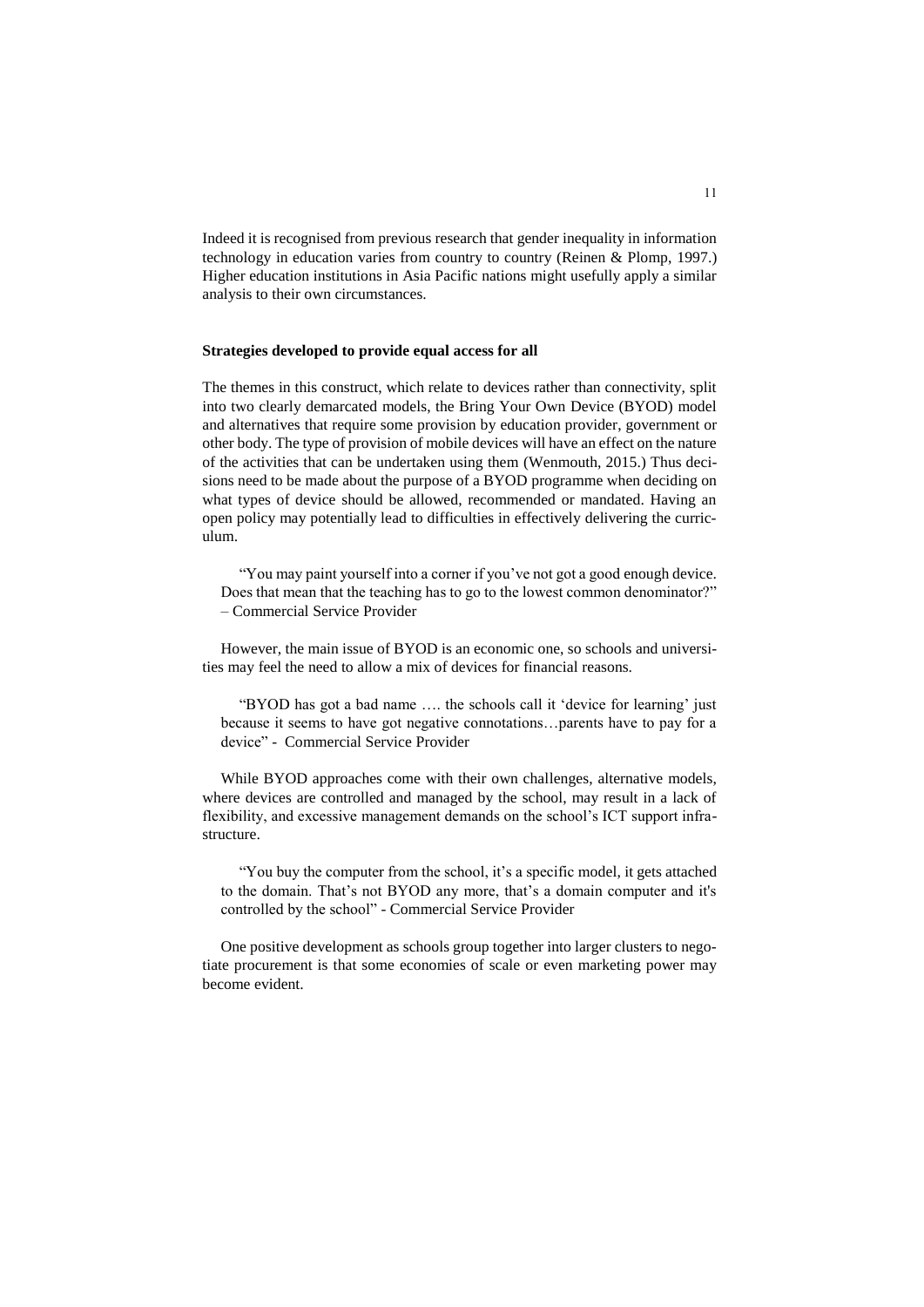Indeed it is recognised from previous research that gender inequality in information technology in education varies from country to country (Reinen & Plomp, 1997.) Higher education institutions in Asia Pacific nations might usefully apply a similar analysis to their own circumstances.

### Strategies developed to provide equal access for all

The themes in this construct, which relate to devices rather than connectivity, split into two clearly demarcated models, the Bring Your Own Device (BYOD) model and alternatives that require some provision by education provider, government or other body. The type of provision of mobile devices will have an effect on the nature of the activities that can be undertaken using them (Wenmouth, 2015.) Thus decisions need to be made about the purpose of a BYOD programme when deciding on what types of device should be allowed, recommended or mandated. Having an open policy may potentially lead to difficulties in effectively delivering the curriculum.

> "You may paint yourself into a corner if you've not got a good enough device. Does that mean that the teaching has to go to the lowest common denominator?" – Commercial Service Provider

However, the main issue of BYOD is an economic one, so schools and universities may feel the need to allow a mix of devices for financial reasons.

> "BYOD has got a bad name …. the schools call it 'device for learning' just because it seems to have got negative connotations…parents have to pay for a device" - Commercial Service Provider

While BYOD approaches come with their own challenges, alternative models, where devices are controlled and managed by the school, may result in a lack of flexibility, and excessive management demands on the school's ICT support infrastructure.

> "You buy the computer from the school, it's a specific model, it gets attached to the domain. That's not BYOD any more, that's a domain computer and it's controlled by the school" - Commercial Service Provider

One positive development as schools group together into larger clusters to negotiate procurement is that some economies of scale or even marketing power may become evident.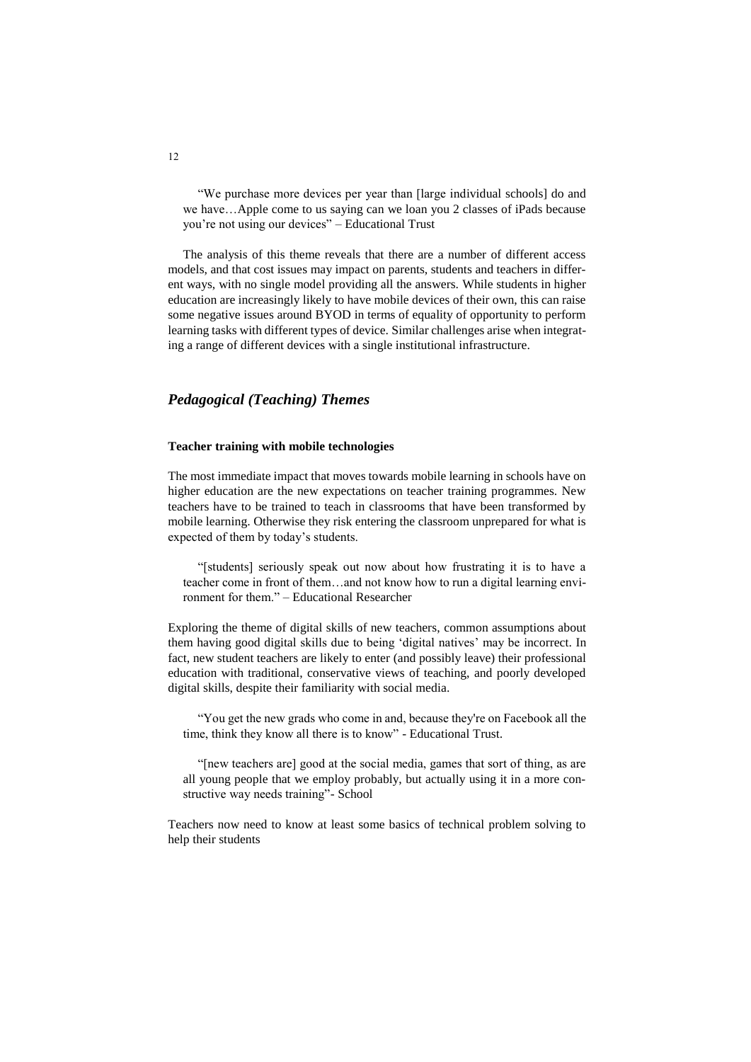"We purchase more devices per year than [large individual schools] do and we have…Apple come to us saying can we loan you 2 classes of iPads because you're not using our devices" – Educational Trust

The analysis of this theme reveals that there are a number of different access models, and that cost issues may impact on parents, students and teachers in different ways, with no single model providing all the answers. While students in higher education are increasingly likely to have mobile devices of their own, this can raise some negative issues around BYOD in terms of equality of opportunity to perform learning tasks with different types of device. Similar challenges arise when integrating a range of different devices with a single institutional infrastructure.

## *Pedagogical (Teaching) Themes*

### Teacher training with mobile technologies

The most immediate impact that moves towards mobile learning in schools have on higher education are the new expectations on teacher training programmes. New teachers have to be trained to teach in classrooms that have been transformed by mobile learning. Otherwise they risk entering the classroom unprepared for what is expected of them by today's students.

"[students] seriously speak out now about how frustrating it is to have a teacher come in front of them…and not know how to run a digital learning environment for them." – Educational Researcher

Exploring the theme of digital skills of new teachers, common assumptions about them having good digital skills due to being 'digital natives' may be incorrect. In fact, new student teachers are likely to enter (and possibly leave) their professional education with traditional, conservative views of teaching, and poorly developed digital skills, despite their familiarity with social media.

"You get the new grads who come in and, because they're on Facebook all the time, think they know all there is to know" - Educational Trust.

"[new teachers are] good at the social media, games that sort of thing, as are all young people that we employ probably, but actually using it in a more constructive way needs training"- School

Teachers now need to know at least some basics of technical problem solving to help their students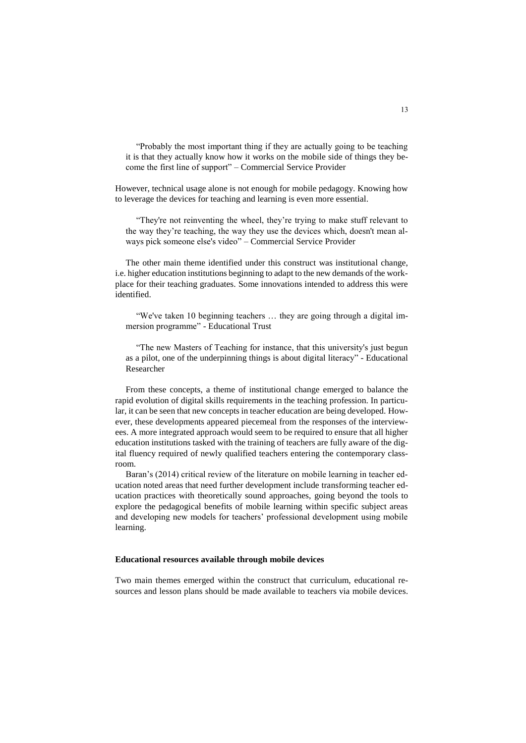> "Probably the most important thing if they are actually going to be teaching it is that they actually know how it works on the mobile side of things they become the first line of support" – Commercial Service Provider

However, technical usage alone is not enough for mobile pedagogy. Knowing how to leverage the devices for teaching and learning is even more essential.

> "They're not reinventing the wheel, they're trying to make stuff relevant to the way they're teaching, the way they use the devices which, doesn't mean always pick someone else's video" – Commercial Service Provider

The other main theme identified under this construct was institutional change, i.e. higher education institutions beginning to adapt to the new demands of the workplace for their teaching graduates. Some innovations intended to address this were identified.

> "We've taken 10 beginning teachers … they are going through a digital immersion programme" - Educational Trust

> "The new Masters of Teaching for instance, that this university's just begun as a pilot, one of the underpinning things is about digital literacy" - Educational Researcher

From these concepts, a theme of institutional change emerged to balance the rapid evolution of digital skills requirements in the teaching profession. In particular, it can be seen that new concepts in teacher education are being developed. However, these developments appeared piecemeal from the responses of the interviewees. A more integrated approach would seem to be required to ensure that all higher education institutions tasked with the training of teachers are fully aware of the digital fluency required of newly qualified teachers entering the contemporary classroom.

Baran's (2014) critical review of the literature on mobile learning in teacher education noted areas that need further development include transforming teacher education practices with theoretically sound approaches, going beyond the tools to explore the pedagogical benefits of mobile learning within specific subject areas and developing new models for teachers' professional development using mobile learning.

### Educational resources available through mobile devices

Two main themes emerged within the construct that curriculum, educational resources and lesson plans should be made available to teachers via mobile devices.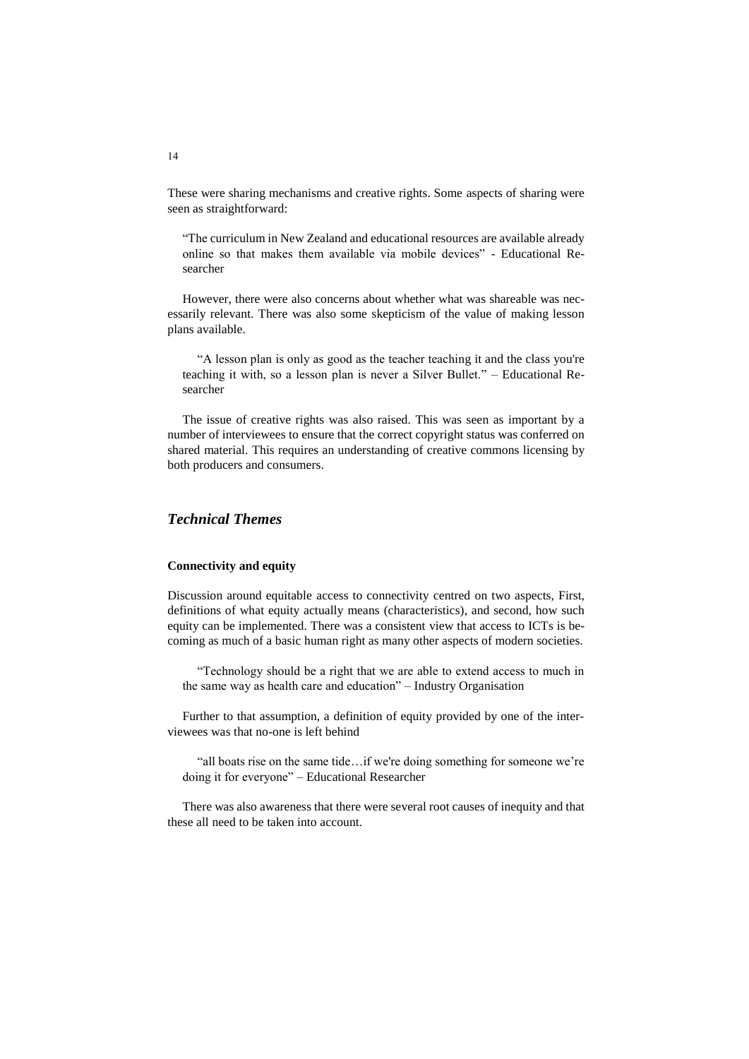These were sharing mechanisms and creative rights. Some aspects of sharing were seen as straightforward:

> "The curriculum in New Zealand and educational resources are available already online so that makes them available via mobile devices" - Educational Researcher

However, there were also concerns about whether what was shareable was necessarily relevant. There was also some skepticism of the value of making lesson plans available.

> "A lesson plan is only as good as the teacher teaching it and the class you're teaching it with, so a lesson plan is never a Silver Bullet." – Educational Researcher

The issue of creative rights was also raised. This was seen as important by a number of interviewees to ensure that the correct copyright status was conferred on shared material. This requires an understanding of creative commons licensing by both producers and consumers.

## *Technical Themes*

**Connectivity and equity**

Discussion around equitable access to connectivity centred on two aspects, First, definitions of what equity actually means (characteristics), and second, how such equity can be implemented. There was a consistent view that access to ICTs is becoming as much of a basic human right as many other aspects of modern societies.

> "Technology should be a right that we are able to extend access to much in the same way as health care and education" – Industry Organisation

Further to that assumption, a definition of equity provided by one of the interviewees was that no-one is left behind

> "all boats rise on the same tide…if we're doing something for someone we're doing it for everyone" – Educational Researcher

There was also awareness that there were several root causes of inequity and that these all need to be taken into account.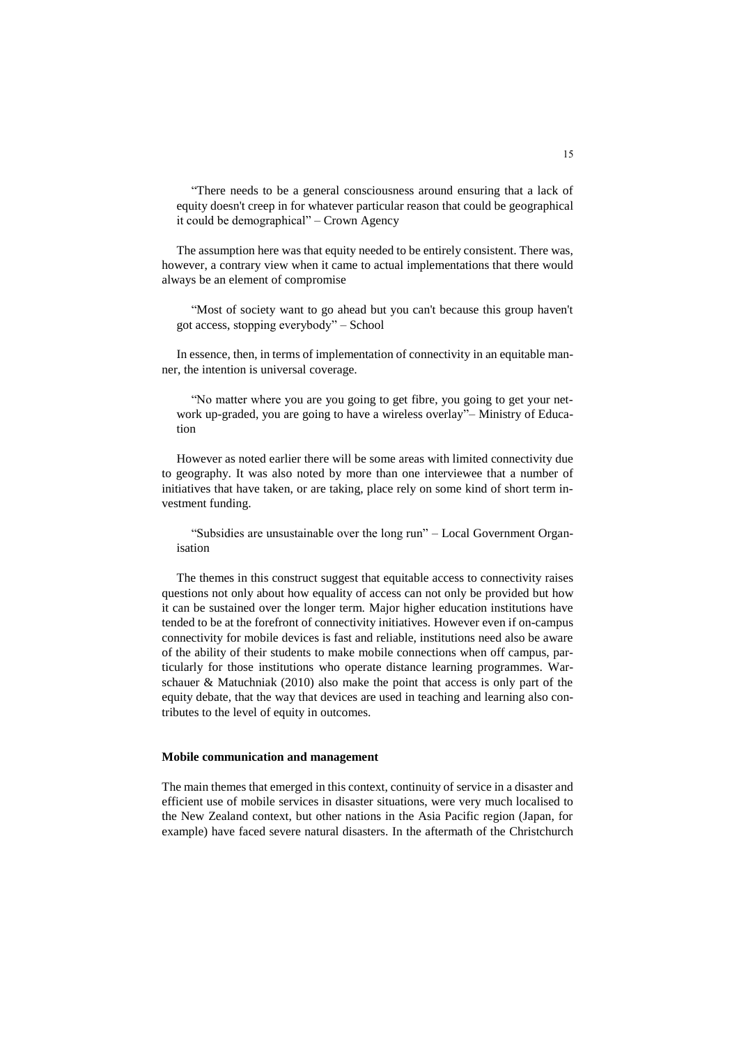> "There needs to be a general consciousness around ensuring that a lack of equity doesn't creep in for whatever particular reason that could be geographical it could be demographical" – Crown Agency

The assumption here was that equity needed to be entirely consistent. There was, however, a contrary view when it came to actual implementations that there would always be an element of compromise

> "Most of society want to go ahead but you can't because this group haven't got access, stopping everybody" – School

In essence, then, in terms of implementation of connectivity in an equitable manner, the intention is universal coverage.

> "No matter where you are you going to get fibre, you going to get your network up-graded, you are going to have a wireless overlay"– Ministry of Education

However as noted earlier there will be some areas with limited connectivity due to geography. It was also noted by more than one interviewee that a number of initiatives that have taken, or are taking, place rely on some kind of short term investment funding.

> "Subsidies are unsustainable over the long run" – Local Government Organisation

The themes in this construct suggest that equitable access to connectivity raises questions not only about how equality of access can not only be provided but how it can be sustained over the longer term. Major higher education institutions have tended to be at the forefront of connectivity initiatives. However even if on-campus connectivity for mobile devices is fast and reliable, institutions need also be aware of the ability of their students to make mobile connections when off campus, particularly for those institutions who operate distance learning programmes. Warschauer & Matuchniak (2010) also make the point that access is only part of the equity debate, that the way that devices are used in teaching and learning also contributes to the level of equity in outcomes.

**Mobile communication and management**

The main themes that emerged in this context, continuity of service in a disaster and efficient use of mobile services in disaster situations, were very much localised to the New Zealand context, but other nations in the Asia Pacific region (Japan, for example) have faced severe natural disasters. In the aftermath of the Christchurch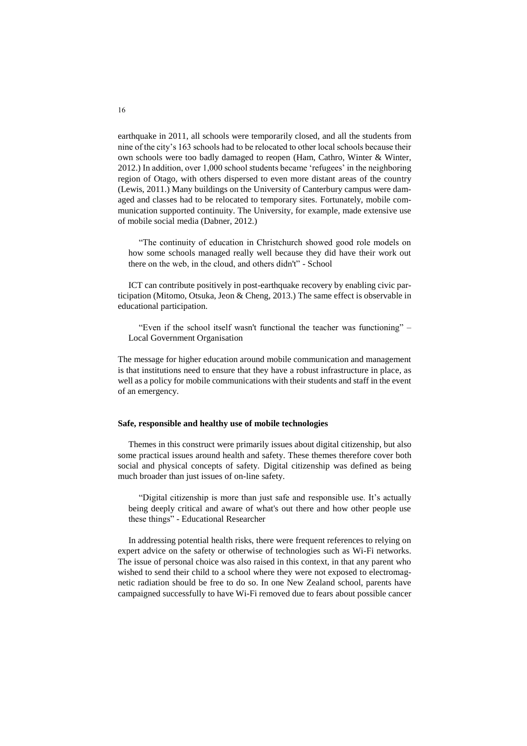earthquake in 2011, all schools were temporarily closed, and all the students from nine of the city's 163 schools had to be relocated to other local schools because their own schools were too badly damaged to reopen (Ham, Cathro, Winter & Winter, 2012.) In addition, over 1,000 school students became 'refugees' in the neighboring region of Otago, with others dispersed to even more distant areas of the country (Lewis, 2011.) Many buildings on the University of Canterbury campus were damaged and classes had to be relocated to temporary sites. Fortunately, mobile communication supported continuity. The University, for example, made extensive use of mobile social media (Dabner, 2012.)

> "The continuity of education in Christchurch showed good role models on how some schools managed really well because they did have their work out there on the web, in the cloud, and others didn't" - School

ICT can contribute positively in post-earthquake recovery by enabling civic participation (Mitomo, Otsuka, Jeon & Cheng, 2013.) The same effect is observable in educational participation.

> "Even if the school itself wasn't functional the teacher was functioning" – Local Government Organisation

The message for higher education around mobile communication and management is that institutions need to ensure that they have a robust infrastructure in place, as well as a policy for mobile communications with their students and staff in the event of an emergency.

**Safe, responsible and healthy use of mobile technologies**

Themes in this construct were primarily issues about digital citizenship, but also some practical issues around health and safety. These themes therefore cover both social and physical concepts of safety. Digital citizenship was defined as being much broader than just issues of on-line safety.

> "Digital citizenship is more than just safe and responsible use. It's actually being deeply critical and aware of what's out there and how other people use these things" - Educational Researcher

In addressing potential health risks, there were frequent references to relying on expert advice on the safety or otherwise of technologies such as Wi-Fi networks. The issue of personal choice was also raised in this context, in that any parent who wished to send their child to a school where they were not exposed to electromagnetic radiation should be free to do so. In one New Zealand school, parents have campaigned successfully to have Wi-Fi removed due to fears about possible cancer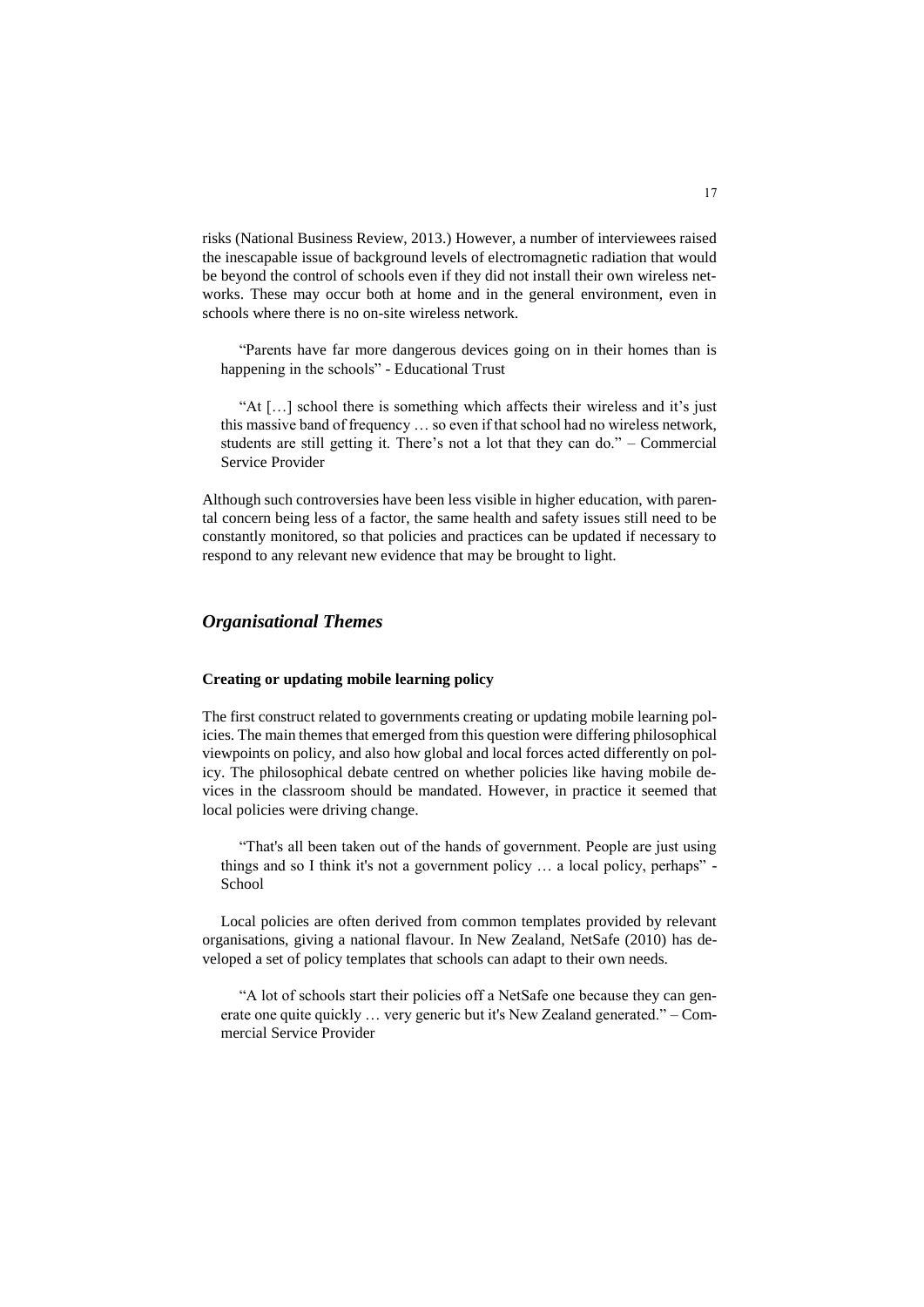risks (National Business Review, 2013.) However, a number of interviewees raised the inescapable issue of background levels of electromagnetic radiation that would be beyond the control of schools even if they did not install their own wireless networks. These may occur both at home and in the general environment, even in schools where there is no on-site wireless network.

> "Parents have far more dangerous devices going on in their homes than is happening in the schools" - Educational Trust

> "At […] school there is something which affects their wireless and it's just this massive band of frequency … so even if that school had no wireless network, students are still getting it. There's not a lot that they can do." – Commercial Service Provider

Although such controversies have been less visible in higher education, with parental concern being less of a factor, the same health and safety issues still need to be constantly monitored, so that policies and practices can be updated if necessary to respond to any relevant new evidence that may be brought to light.

## *Organisational Themes*

### **Creating or updating mobile learning policy**

The first construct related to governments creating or updating mobile learning policies. The main themes that emerged from this question were differing philosophical viewpoints on policy, and also how global and local forces acted differently on policy. The philosophical debate centred on whether policies like having mobile devices in the classroom should be mandated. However, in practice it seemed that local policies were driving change.

> "That's all been taken out of the hands of government. People are just using things and so I think it's not a government policy … a local policy, perhaps" - School

Local policies are often derived from common templates provided by relevant organisations, giving a national flavour. In New Zealand, NetSafe (2010) has developed a set of policy templates that schools can adapt to their own needs.

> "A lot of schools start their policies off a NetSafe one because they can generate one quite quickly … very generic but it's New Zealand generated." – Commercial Service Provider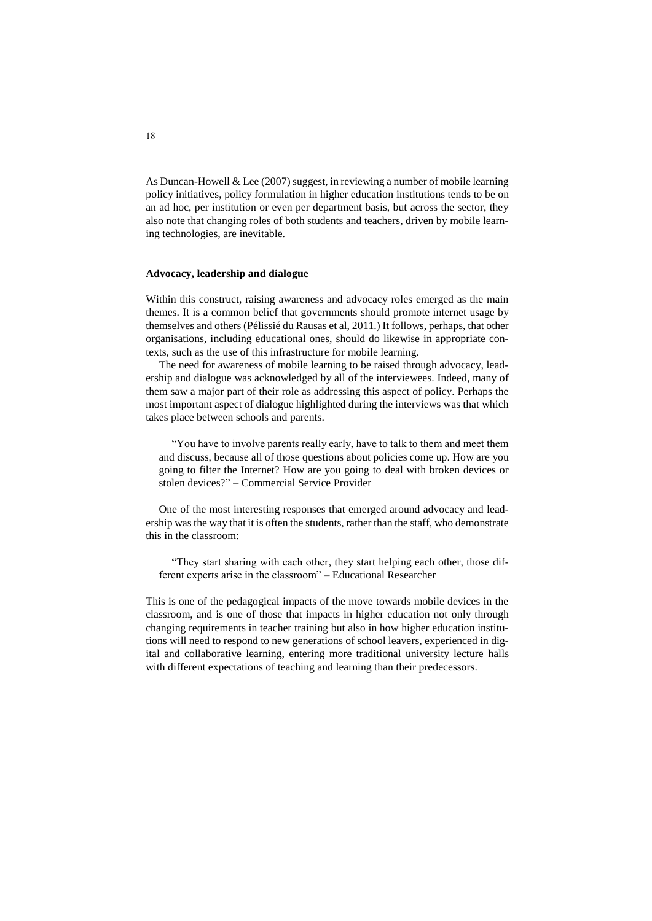As Duncan-Howell & Lee (2007) suggest, in reviewing a number of mobile learning policy initiatives, policy formulation in higher education institutions tends to be on an ad hoc, per institution or even per department basis, but across the sector, they also note that changing roles of both students and teachers, driven by mobile learning technologies, are inevitable.

**Advocacy, leadership and dialogue**

Within this construct, raising awareness and advocacy roles emerged as the main themes. It is a common belief that governments should promote internet usage by themselves and others (Pélissié du Rausas et al, 2011.) It follows, perhaps, that other organisations, including educational ones, should do likewise in appropriate contexts, such as the use of this infrastructure for mobile learning.

The need for awareness of mobile learning to be raised through advocacy, leadership and dialogue was acknowledged by all of the interviewees. Indeed, many of them saw a major part of their role as addressing this aspect of policy. Perhaps the most important aspect of dialogue highlighted during the interviews was that which takes place between schools and parents.

> "You have to involve parents really early, have to talk to them and meet them and discuss, because all of those questions about policies come up. How are you going to filter the Internet? How are you going to deal with broken devices or stolen devices?" – Commercial Service Provider

One of the most interesting responses that emerged around advocacy and leadership was the way that it is often the students, rather than the staff, who demonstrate this in the classroom:

> "They start sharing with each other, they start helping each other, those different experts arise in the classroom" – Educational Researcher

This is one of the pedagogical impacts of the move towards mobile devices in the classroom, and is one of those that impacts in higher education not only through changing requirements in teacher training but also in how higher education institutions will need to respond to new generations of school leavers, experienced in digital and collaborative learning, entering more traditional university lecture halls with different expectations of teaching and learning than their predecessors.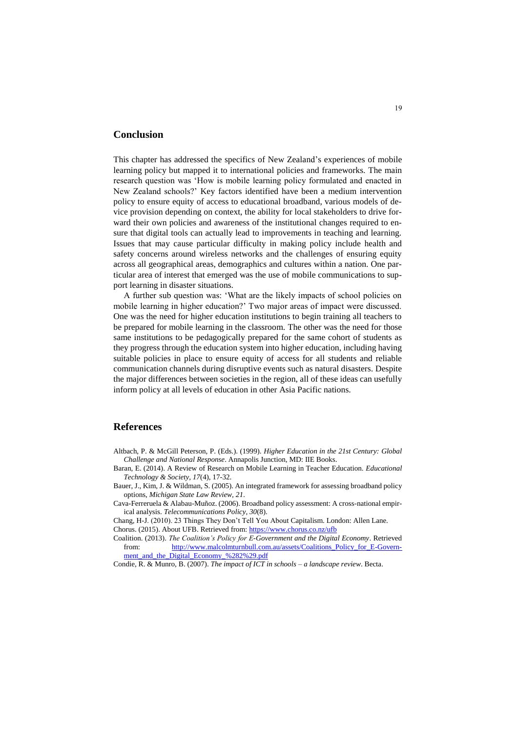## Conclusion

This chapter has addressed the specifics of New Zealand's experiences of mobile learning policy but mapped it to international policies and frameworks. The main research question was 'How is mobile learning policy formulated and enacted in New Zealand schools?' Key factors identified have been a medium intervention policy to ensure equity of access to educational broadband, various models of device provision depending on context, the ability for local stakeholders to drive forward their own policies and awareness of the institutional changes required to ensure that digital tools can actually lead to improvements in teaching and learning. Issues that may cause particular difficulty in making policy include health and safety concerns around wireless networks and the challenges of ensuring equity across all geographical areas, demographics and cultures within a nation. One particular area of interest that emerged was the use of mobile communications to support learning in disaster situations.

A further sub question was: 'What are the likely impacts of school policies on mobile learning in higher education?' Two major areas of impact were discussed. One was the need for higher education institutions to begin training all teachers to be prepared for mobile learning in the classroom. The other was the need for those same institutions to be pedagogically prepared for the same cohort of students as they progress through the education system into higher education, including having suitable policies in place to ensure equity of access for all students and reliable communication channels during disruptive events such as natural disasters. Despite the major differences between societies in the region, all of these ideas can usefully inform policy at all levels of education in other Asia Pacific nations.

## References

Altbach, P. & McGill Peterson, P. (Eds.). (1999). *Higher Education in the 21st Century: Global Challenge and National Response*. Annapolis Junction, MD: IIE Books.

Baran, E. (2014). A Review of Research on Mobile Learning in Teacher Education. *Educational Technology & Society*, *17*(4), 17-32.

Bauer, J., Kim, J. & Wildman, S. (2005). An integrated framework for assessing broadband policy options, *Michigan State Law Review, 21*.

Cava-Ferreruela & Alabau-Muñoz. (2006). Broadband policy assessment: A cross-national empirical analysis. *Telecommunications Policy, 30*(8).

Chang, H-J. (2010). 23 Things They Don't Tell You About Capitalism. London: Allen Lane.

Chorus. (2015). About UFB. Retrieved from: https://www.chorus.co.nz/ufb

Coalition. (2013). *The Coalition's Policy for E-Government and the Digital Economy*. Retrieved from: http://www.malcolmturnbull.com.au/assets/Coalitions_Policy_for_E-Government_and_the_Digital_Economy_%282%29.pdf

Condie, R. & Munro, B. (2007). *The impact of ICT in schools – a landscape review*. Becta.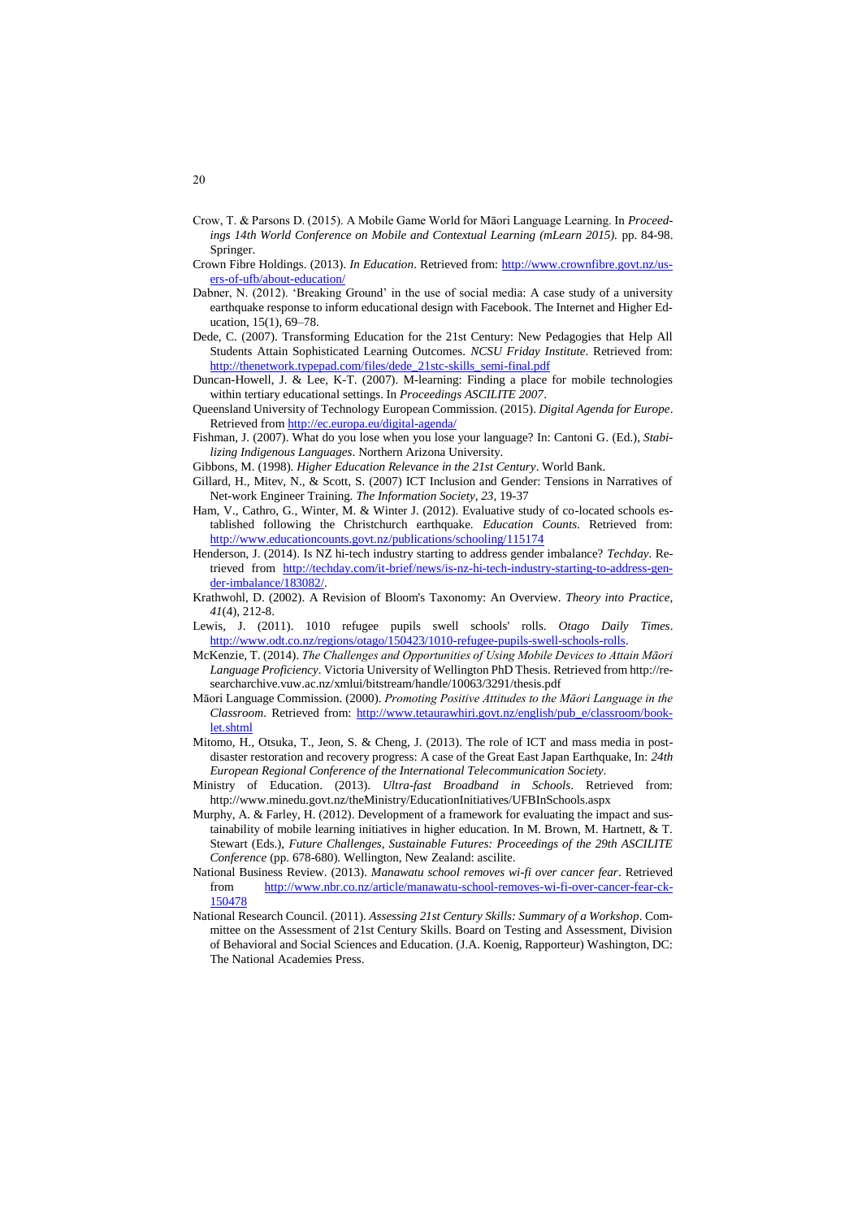Crow, T. & Parsons D. (2015). A Mobile Game World for Māori Language Learning. In *Proceedings 14th World Conference on Mobile and Contextual Learning (mLearn 2015).* pp. 84-98. Springer.

Crown Fibre Holdings. (2013). *In Education*. Retrieved from: http://www.crownfibre.govt.nz/users-of-ufb/about-education/

Dabner, N. (2012). 'Breaking Ground' in the use of social media: A case study of a university earthquake response to inform educational design with Facebook. The Internet and Higher Education, 15(1), 69–78.

Dede, C. (2007). Transforming Education for the 21st Century: New Pedagogies that Help All Students Attain Sophisticated Learning Outcomes. *NCSU Friday Institute*. Retrieved from: http://thenetwork.typepad.com/files/dede_21stc-skills_semi-final.pdf

Duncan-Howell, J. & Lee, K-T. (2007). M-learning: Finding a place for mobile technologies within tertiary educational settings. In *Proceedings ASCILITE 2007*.

Queensland University of Technology European Commission. (2015). *Digital Agenda for Europe*. Retrieved from http://ec.europa.eu/digital-agenda/

Fishman, J. (2007). What do you lose when you lose your language? In: Cantoni G. (Ed.), *Stabilizing Indigenous Languages*. Northern Arizona University.

Gibbons, M. (1998). *Higher Education Relevance in the 21st Century*. World Bank.

Gillard, H., Mitev, N., & Scott, S. (2007) ICT Inclusion and Gender: Tensions in Narratives of Net-work Engineer Training. *The Information Society*, *23*, 19-37

Ham, V., Cathro, G., Winter, M. & Winter J. (2012). Evaluative study of co-located schools established following the Christchurch earthquake. *Education Counts*. Retrieved from: http://www.educationcounts.govt.nz/publications/schooling/115174

Henderson, J. (2014). Is NZ hi-tech industry starting to address gender imbalance? *Techday*. Retrieved from http://techday.com/it-brief/news/is-nz-hi-tech-industry-starting-to-address-gender-imbalance/183082/.

Krathwohl, D. (2002). A Revision of Bloom's Taxonomy: An Overview. *Theory into Practice*, *41*(4), 212-8.

Lewis, J. (2011). 1010 refugee pupils swell schools' rolls. *Otago Daily Times*. http://www.odt.co.nz/regions/otago/150423/1010-refugee-pupils-swell-schools-rolls.

McKenzie, T. (2014). *The Challenges and Opportunities of Using Mobile Devices to Attain Māori Language Proficiency*. Victoria University of Wellington PhD Thesis. Retrieved from http://researcharchive.vuw.ac.nz/xmlui/bitstream/handle/10063/3291/thesis.pdf

Māori Language Commission. (2000). *Promoting Positive Attitudes to the Māori Language in the Classroom*. Retrieved from: http://www.tetaurawhiri.govt.nz/english/pub_e/classroom/booklet.shtml

Mitomo, H., Otsuka, T., Jeon, S. & Cheng, J. (2013). The role of ICT and mass media in post-disaster restoration and recovery progress: A case of the Great East Japan Earthquake, In: *24th European Regional Conference of the International Telecommunication Society*.

Ministry of Education. (2013). *Ultra-fast Broadband in Schools*. Retrieved from: http://www.minedu.govt.nz/theMinistry/EducationInitiatives/UFBInSchools.aspx

Murphy, A. & Farley, H. (2012). Development of a framework for evaluating the impact and sustainability of mobile learning initiatives in higher education. In M. Brown, M. Hartnett, & T. Stewart (Eds.), *Future Challenges, Sustainable Futures: Proceedings of the 29th ASCILITE Conference* (pp. 678-680). Wellington, New Zealand: ascilite.

National Business Review. (2013). *Manawatu school removes wi-fi over cancer fear*. Retrieved from http://www.nbr.co.nz/article/manawatu-school-removes-wi-fi-over-cancer-fear-ck-150478

National Research Council. (2011). *Assessing 21st Century Skills: Summary of a Workshop*. Committee on the Assessment of 21st Century Skills. Board on Testing and Assessment, Division of Behavioral and Social Sciences and Education. (J.A. Koenig, Rapporteur) Washington, DC: The National Academies Press.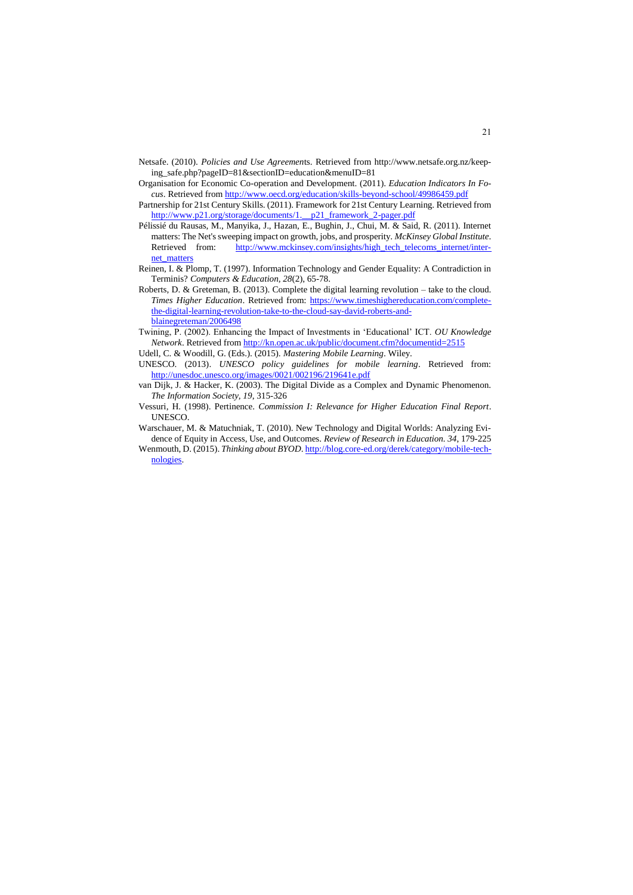Netsafe. (2010). *Policies and Use Agreements*. Retrieved from http://www.netsafe.org.nz/keeping_safe.php?pageID=81&sectionID=education&menuID=81

Organisation for Economic Co-operation and Development. (2011). *Education Indicators In Focus*. Retrieved from http://www.oecd.org/education/skills-beyond-school/49986459.pdf

Partnership for 21st Century Skills. (2011). Framework for 21st Century Learning. Retrieved from http://www.p21.org/storage/documents/1.__p21_framework_2-pager.pdf

Pélissié du Rausas, M., Manyika, J., Hazan, E., Bughin, J., Chui, M. & Said, R. (2011). Internet matters: The Net's sweeping impact on growth, jobs, and prosperity. *McKinsey Global Institute*. Retrieved from: http://www.mckinsey.com/insights/high_tech_telecoms_internet/internet_matters

Reinen, I. & Plomp, T. (1997). Information Technology and Gender Equality: A Contradiction in Terminis? *Computers & Education, 28*(2), 65-78.

Roberts, D. & Greteman, B. (2013). Complete the digital learning revolution – take to the cloud. *Times Higher Education*. Retrieved from: https://www.timeshighereducation.com/complete-the-digital-learning-revolution-take-to-the-cloud-say-david-roberts-and-blainegreteman/2006498

Twining, P. (2002). Enhancing the Impact of Investments in 'Educational' ICT. *OU Knowledge Network*. Retrieved from http://kn.open.ac.uk/public/document.cfm?documentid=2515

Udell, C. & Woodill, G. (Eds.). (2015). *Mastering Mobile Learning*. Wiley.

UNESCO. (2013). *UNESCO policy guidelines for mobile learning*. Retrieved from: http://unesdoc.unesco.org/images/0021/002196/219641e.pdf

van Dijk, J. & Hacker, K. (2003). The Digital Divide as a Complex and Dynamic Phenomenon. *The Information Society, 19*, 315-326

Vessuri, H. (1998). Pertinence. *Commission I: Relevance for Higher Education Final Report*. UNESCO.

Warschauer, M. & Matuchniak, T. (2010). New Technology and Digital Worlds: Analyzing Evidence of Equity in Access, Use, and Outcomes. *Review of Research in Education. 34*, 179-225

Wenmouth, D. (2015). *Thinking about BYOD*. http://blog.core-ed.org/derek/category/mobile-technologies.